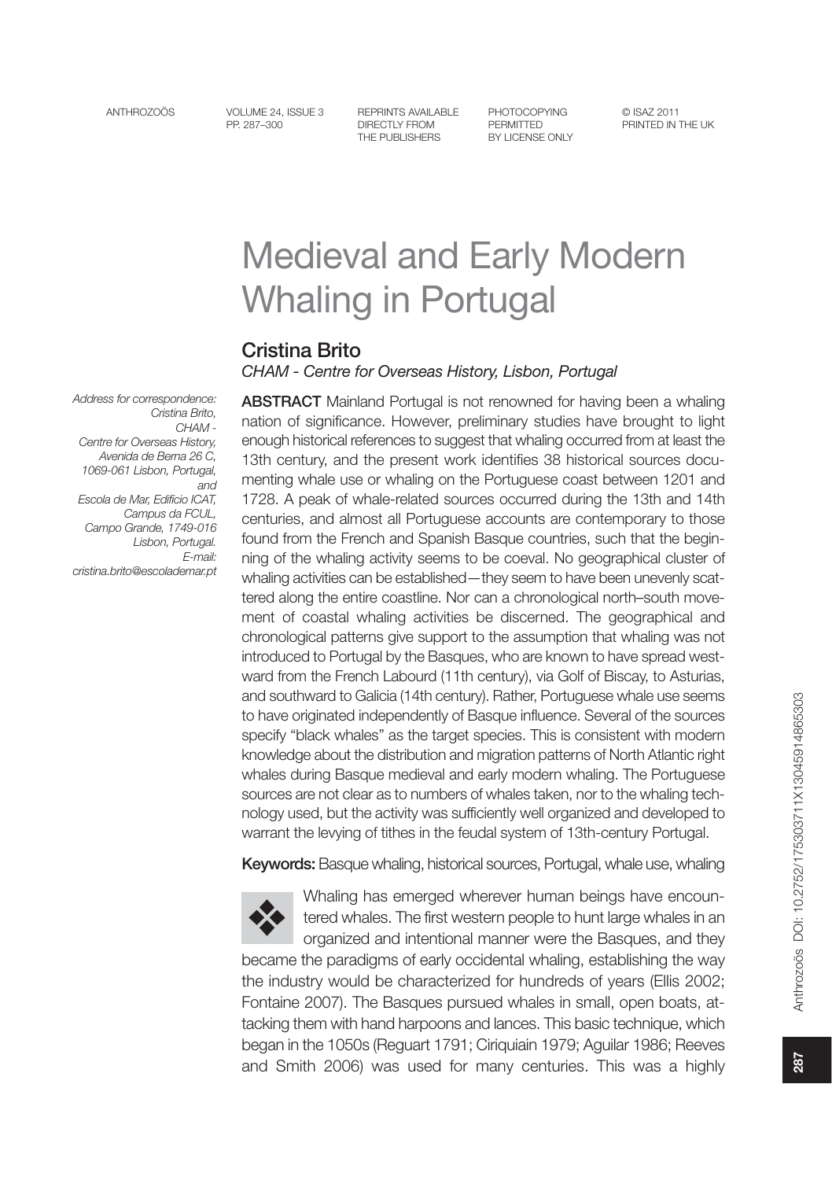# Medieval and Early Modern Whaling in Portugal

## Cristina Brito

*CHAM - Centre for Overseas History, Lisbon, Portugal*

*Address for correspondence: Cristina Brito, CHAM - Centre for Overseas History, Avenida de Berna 26 C, 1069-061 Lisbon, Portugal, and Escola de Mar, Edifício ICAT, Campus da FCUL, Campo Grande, 1749-016 Lisbon, Portugal. E-mail: cristina.brito@escolademar.pt*

**ABSTRACT** Mainland Portugal is not renowned for having been a whaling nation of significance. However, preliminary studies have brought to light enough historical references to suggest that whaling occurred from at least the 13th century, and the present work identifies 38 historical sources documenting whale use or whaling on the Portuguese coast between 1201 and 1728. A peak of whale-related sources occurred during the 13th and 14th centuries, and almost all Portuguese accounts are contemporary to those found from the French and Spanish Basque countries, such that the beginning of the whaling activity seems to be coeval. No geographical cluster of whaling activities can be established—they seem to have been unevenly scattered along the entire coastline. Nor can a chronological north–south movement of coastal whaling activities be discerned. The geographical and chronological patterns give support to the assumption that whaling was not introduced to Portugal by the Basques, who are known to have spread westward from the French Labourd (11th century), via Golf of Biscay, to Asturias, and southward to Galicia (14th century). Rather, Portuguese whale use seems to have originated independently of Basque influence. Several of the sources specify "black whales" as the target species. This is consistent with modern knowledge about the distribution and migration patterns of North Atlantic right whales during Basque medieval and early modern whaling. The Portuguese sources are not clear as to numbers of whales taken, nor to the whaling technology used, but the activity was sufficiently well organized and developed to warrant the levying of tithes in the feudal system of 13th-century Portugal.

**Keywords:** Basque whaling, historical sources, Portugal, whale use, whaling

Whaling has emerged wherever human beings have encountered whales. The first western people to hunt large whales in an organized and intentional manner were the Basques, and they became the paradigms of early occidental whaling, establishing the way the industry would be characterized for hundreds of years (Ellis 2002; Fontaine 2007). The Basques pursued whales in small, open boats, attacking them with hand harpoons and lances. This basic technique, which began in the 1050s (Reguart 1791; Ciriquiain 1979; Aguilar 1986; Reeves and Smith 2006) was used for many centuries. This was a highly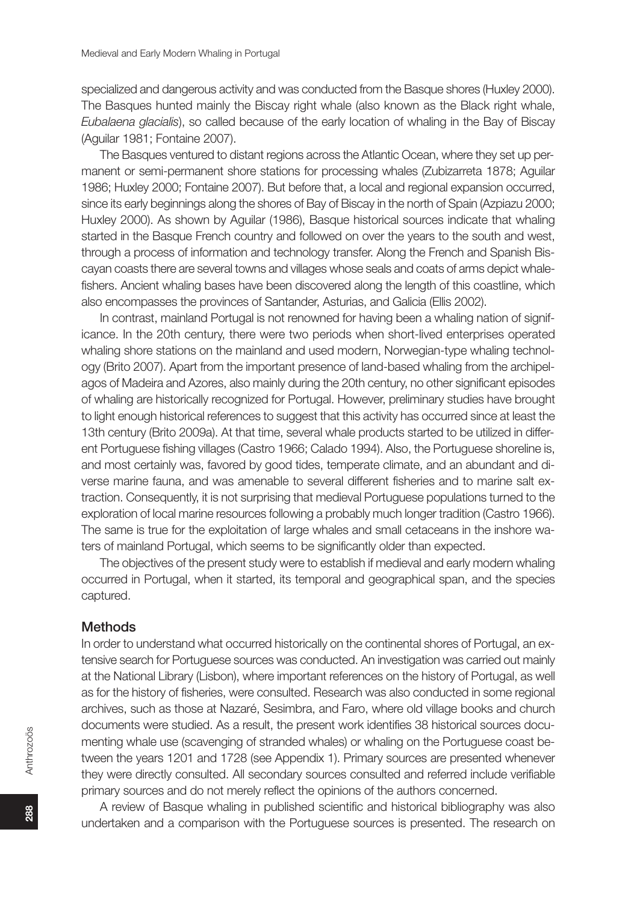specialized and dangerous activity and was conducted from the Basque shores (Huxley 2000). The Basques hunted mainly the Biscay right whale (also known as the Black right whale, *Eubalaena glacialis*), so called because of the early location of whaling in the Bay of Biscay (Aguilar 1981; Fontaine 2007).

The Basques ventured to distant regions across the Atlantic Ocean, where they set up permanent or semi-permanent shore stations for processing whales (Zubizarreta 1878; Aguilar 1986; Huxley 2000; Fontaine 2007). But before that, a local and regional expansion occurred, since its early beginnings along the shores of Bay of Biscay in the north of Spain (Azpiazu 2000; Huxley 2000). As shown by Aguilar (1986), Basque historical sources indicate that whaling started in the Basque French country and followed on over the years to the south and west, through a process of information and technology transfer. Along the French and Spanish Biscayan coasts there are several towns and villages whose seals and coats of arms depict whalefishers. Ancient whaling bases have been discovered along the length of this coastline, which also encompasses the provinces of Santander, Asturias, and Galicia (Ellis 2002).

In contrast, mainland Portugal is not renowned for having been a whaling nation of significance. In the 20th century, there were two periods when short-lived enterprises operated whaling shore stations on the mainland and used modern, Norwegian-type whaling technology (Brito 2007). Apart from the important presence of land-based whaling from the archipelagos of Madeira and Azores, also mainly during the 20th century, no other significant episodes of whaling are historically recognized for Portugal. However, preliminary studies have brought to light enough historical references to suggest that this activity has occurred since at least the 13th century (Brito 2009a). At that time, several whale products started to be utilized in different Portuguese fishing villages (Castro 1966; Calado 1994). Also, the Portuguese shoreline is, and most certainly was, favored by good tides, temperate climate, and an abundant and diverse marine fauna, and was amenable to several different fisheries and to marine salt extraction. Consequently, it is not surprising that medieval Portuguese populations turned to the exploration of local marine resources following a probably much longer tradition (Castro 1966). The same is true for the exploitation of large whales and small cetaceans in the inshore waters of mainland Portugal, which seems to be significantly older than expected.

The objectives of the present study were to establish if medieval and early modern whaling occurred in Portugal, when it started, its temporal and geographical span, and the species captured.

## Methods

In order to understand what occurred historically on the continental shores of Portugal, an extensive search for Portuguese sources was conducted. An investigation was carried out mainly at the National Library (Lisbon), where important references on the history of Portugal, as well as for the history of fisheries, were consulted. Research was also conducted in some regional archives, such as those at Nazaré, Sesimbra, and Faro, where old village books and church documents were studied. As a result, the present work identifies 38 historical sources documenting whale use (scavenging of stranded whales) or whaling on the Portuguese coast between the years 1201 and 1728 (see Appendix 1). Primary sources are presented whenever they were directly consulted. All secondary sources consulted and referred include verifiable primary sources and do not merely reflect the opinions of the authors concerned.

A review of Basque whaling in published scientific and historical bibliography was also undertaken and a comparison with the Portuguese sources is presented. The research on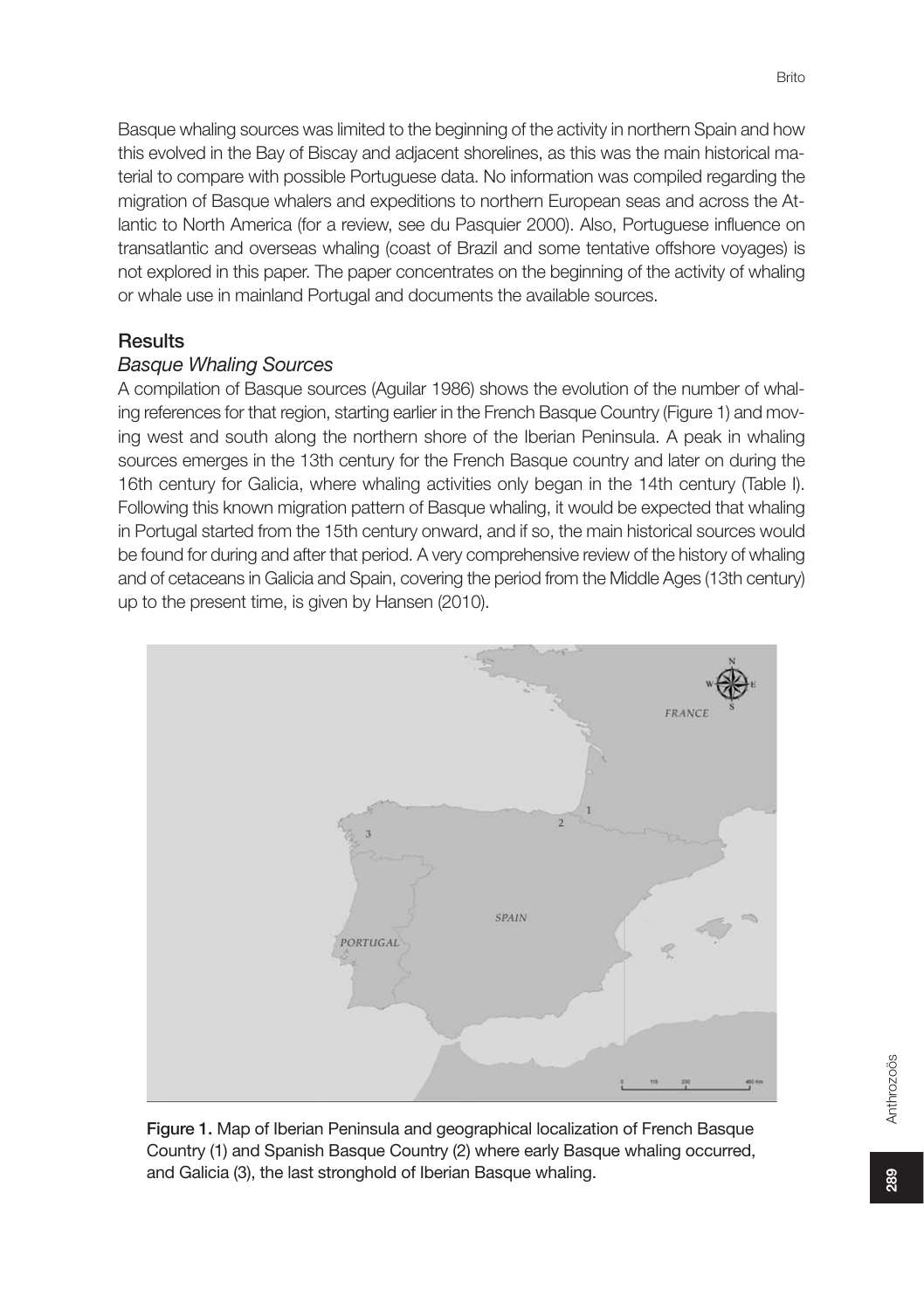Basque whaling sources was limited to the beginning of the activity in northern Spain and how this evolved in the Bay of Biscay and adjacent shorelines, as this was the main historical material to compare with possible Portuguese data. No information was compiled regarding the migration of Basque whalers and expeditions to northern European seas and across the Atlantic to North America (for a review, see du Pasquier 2000). Also, Portuguese influence on transatlantic and overseas whaling (coast of Brazil and some tentative offshore voyages) is not explored in this paper. The paper concentrates on the beginning of the activity of whaling or whale use in mainland Portugal and documents the available sources.

## Results

### *Basque Whaling Sources*

A compilation of Basque sources (Aguilar 1986) shows the evolution of the number of whaling references for that region, starting earlier in the French Basque Country (Figure 1) and moving west and south along the northern shore of the Iberian Peninsula. A peak in whaling sources emerges in the 13th century for the French Basque country and later on during the 16th century for Galicia, where whaling activities only began in the 14th century (Table I). Following this known migration pattern of Basque whaling, it would be expected that whaling in Portugal started from the 15th century onward, and if so, the main historical sources would be found for during and after that period. A very comprehensive review of the history of whaling and of cetaceans in Galicia and Spain, covering the period from the Middle Ages (13th century) up to the present time, is given by Hansen (2010).

**Figure 1.** Map of Iberian Peninsula and geographical localization of French Basque Country (1) and Spanish Basque Country (2) where early Basque whaling occurred, and Galicia (3), the last stronghold of Iberian Basque whaling.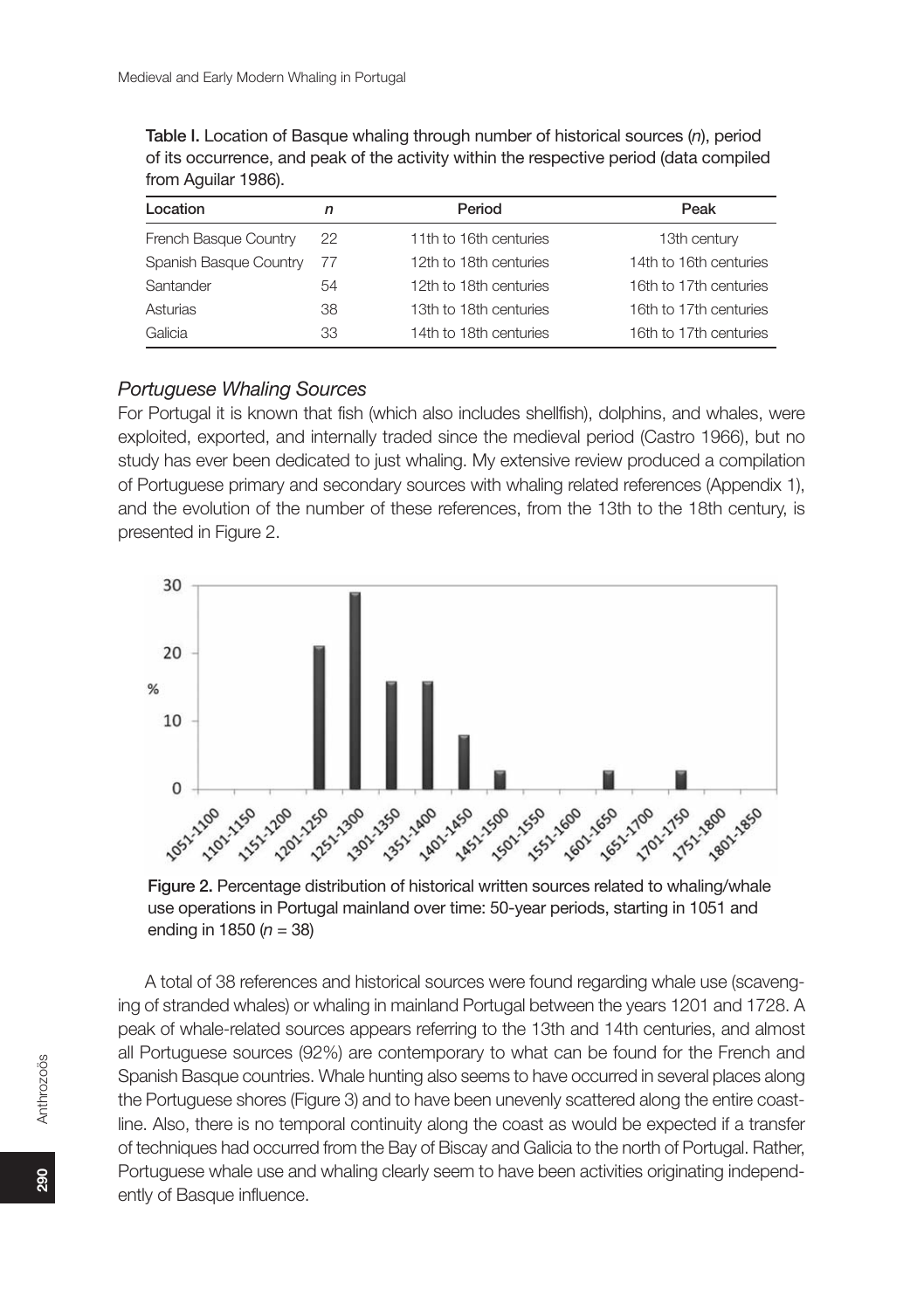Table I. Location of Basque whaling through number of historical sources (*n*), period of its occurrence, and peak of the activity within the respective period (data compiled from Aguilar 1986).

| Location | *n* | Period | Peak |
|---|---|---|---|
| French Basque Country | 22 | 11th to 16th centuries | 13th century |
| Spanish Basque Country | 77 | 12th to 18th centuries | 14th to 16th centuries |
| Santander | 54 | 12th to 18th centuries | 16th to 17th centuries |
| Asturias | 38 | 13th to 18th centuries | 16th to 17th centuries |
| Galicia | 33 | 14th to 18th centuries | 16th to 17th centuries |

### *Portuguese Whaling Sources*

For Portugal it is known that fish (which also includes shellfish), dolphins, and whales, were exploited, exported, and internally traded since the medieval period (Castro 1966), but no study has ever been dedicated to just whaling. My extensive review produced a compilation of Portuguese primary and secondary sources with whaling related references (Appendix 1), and the evolution of the number of these references, from the 13th to the 18th century, is presented in Figure 2.

Figure 2. Percentage distribution of historical written sources related to whaling/whale use operations in Portugal mainland over time: 50-year periods, starting in 1051 and ending in 1850 (*n* = 38)

A total of 38 references and historical sources were found regarding whale use (scavenging of stranded whales) or whaling in mainland Portugal between the years 1201 and 1728. A peak of whale-related sources appears referring to the 13th and 14th centuries, and almost all Portuguese sources (92%) are contemporary to what can be found for the French and Spanish Basque countries. Whale hunting also seems to have occurred in several places along the Portuguese shores (Figure 3) and to have been unevenly scattered along the entire coastline. Also, there is no temporal continuity along the coast as would be expected if a transfer of techniques had occurred from the Bay of Biscay and Galicia to the north of Portugal. Rather, Portuguese whale use and whaling clearly seem to have been activities originating independently of Basque influence.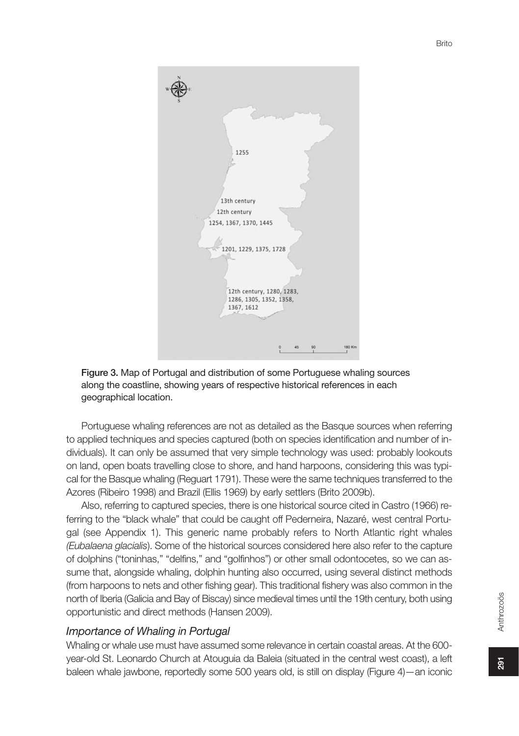Figure 3. Map of Portugal and distribution of some Portuguese whaling sources along the coastline, showing years of respective historical references in each geographical location.

Portuguese whaling references are not as detailed as the Basque sources when referring to applied techniques and species captured (both on species identification and number of individuals). It can only be assumed that very simple technology was used: probably lookouts on land, open boats travelling close to shore, and hand harpoons, considering this was typical for the Basque whaling (Reguart 1791). These were the same techniques transferred to the Azores (Ribeiro 1998) and Brazil (Ellis 1969) by early settlers (Brito 2009b).

Also, referring to captured species, there is one historical source cited in Castro (1966) referring to the "black whale" that could be caught off Pederneira, Nazaré, west central Portugal (see Appendix 1). This generic name probably refers to North Atlantic right whales *(Eubalaena glacialis*). Some of the historical sources considered here also refer to the capture of dolphins ("toninhas," "delfins," and "golfinhos") or other small odontocetes, so we can assume that, alongside whaling, dolphin hunting also occurred, using several distinct methods (from harpoons to nets and other fishing gear). This traditional fishery was also common in the north of Iberia (Galicia and Bay of Biscay) since medieval times until the 19th century, both using opportunistic and direct methods (Hansen 2009).

### *Importance of Whaling in Portugal*

Whaling or whale use must have assumed some relevance in certain coastal areas. At the 600-year-old St. Leonardo Church at Atouguia da Baleia (situated in the central west coast), a left baleen whale jawbone, reportedly some 500 years old, is still on display (Figure 4)—an iconic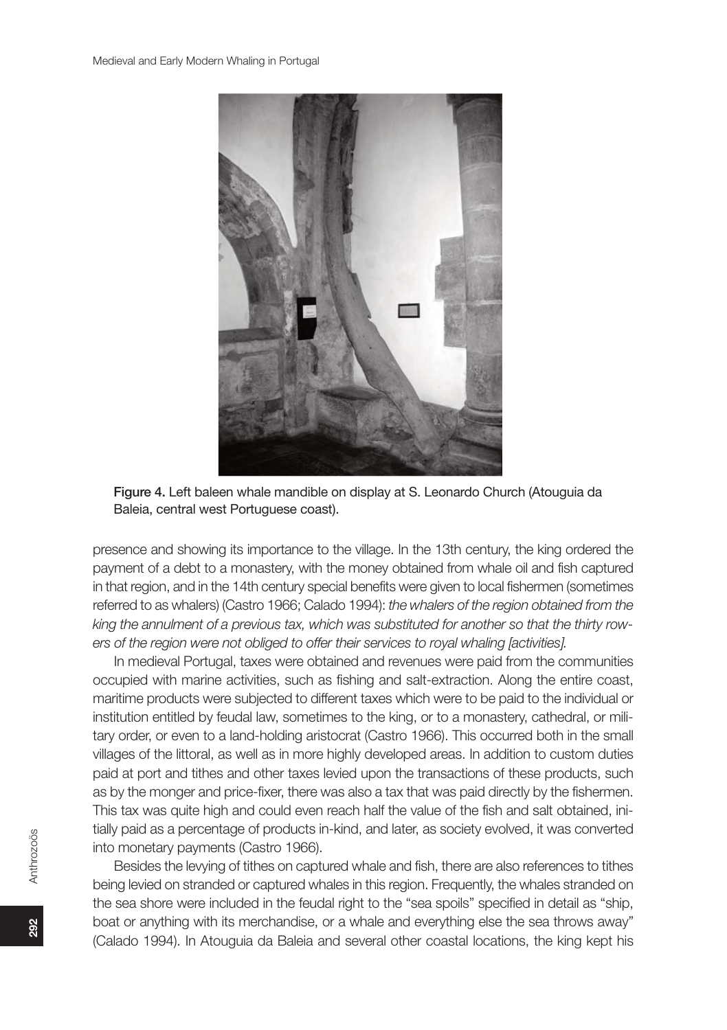Figure 4. Left baleen whale mandible on display at S. Leonardo Church (Atouguia da Baleia, central west Portuguese coast).

presence and showing its importance to the village. In the 13th century, the king ordered the payment of a debt to a monastery, with the money obtained from whale oil and fish captured in that region, and in the 14th century special benefits were given to local fishermen (sometimes referred to as whalers) (Castro 1966; Calado 1994): *the whalers of the region obtained from the king the annulment of a previous tax, which was substituted for another so that the thirty rowers of the region were not obliged to offer their services to royal whaling [activities].*

In medieval Portugal, taxes were obtained and revenues were paid from the communities occupied with marine activities, such as fishing and salt-extraction. Along the entire coast, maritime products were subjected to different taxes which were to be paid to the individual or institution entitled by feudal law, sometimes to the king, or to a monastery, cathedral, or military order, or even to a land-holding aristocrat (Castro 1966). This occurred both in the small villages of the littoral, as well as in more highly developed areas. In addition to custom duties paid at port and tithes and other taxes levied upon the transactions of these products, such as by the monger and price-fixer, there was also a tax that was paid directly by the fishermen. This tax was quite high and could even reach half the value of the fish and salt obtained, initially paid as a percentage of products in-kind, and later, as society evolved, it was converted into monetary payments (Castro 1966).

Besides the levying of tithes on captured whale and fish, there are also references to tithes being levied on stranded or captured whales in this region. Frequently, the whales stranded on the sea shore were included in the feudal right to the "sea spoils" specified in detail as "ship, boat or anything with its merchandise, or a whale and everything else the sea throws away" (Calado 1994). In Atouguia da Baleia and several other coastal locations, the king kept his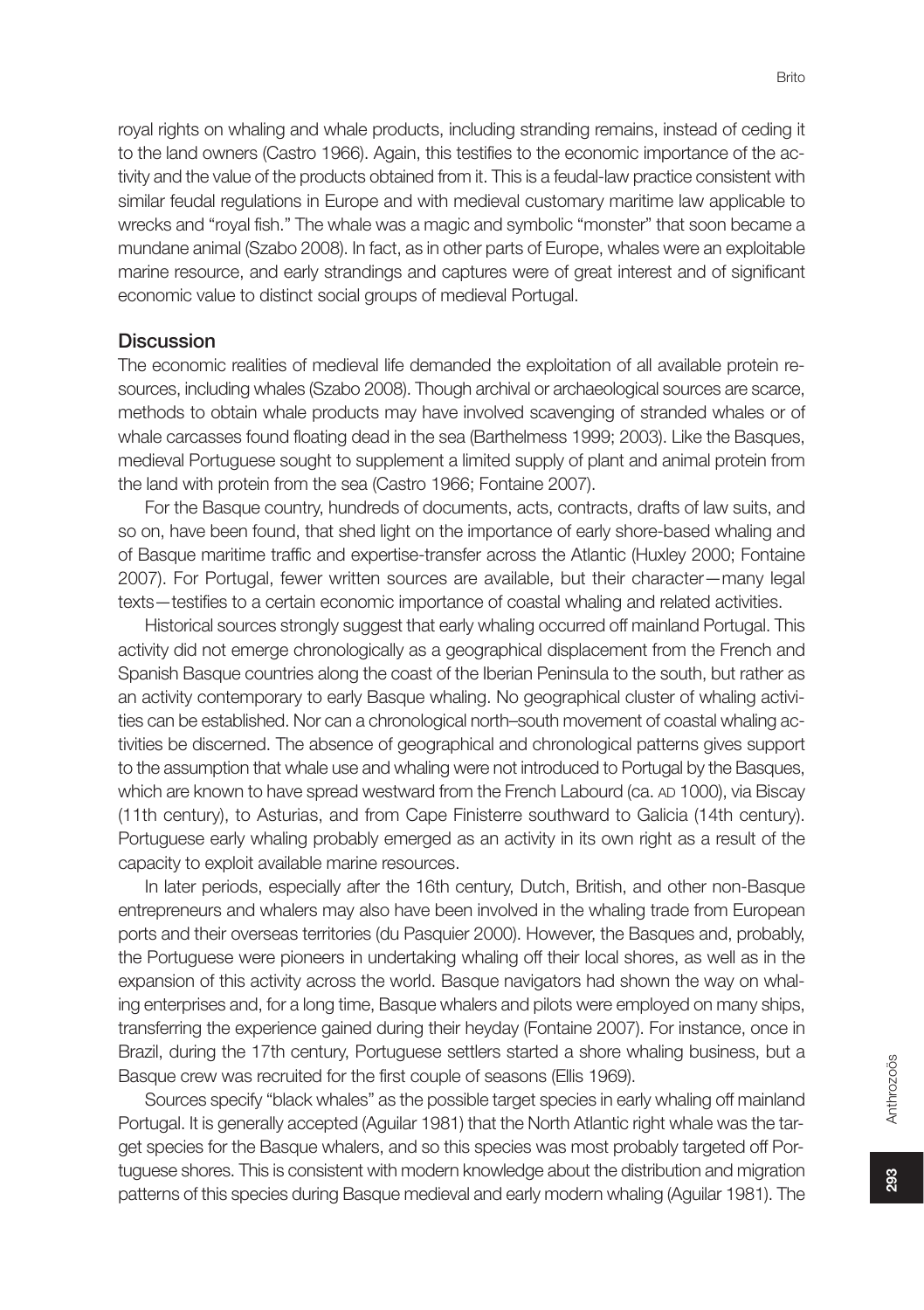royal rights on whaling and whale products, including stranding remains, instead of ceding it to the land owners (Castro 1966). Again, this testifies to the economic importance of the activity and the value of the products obtained from it. This is a feudal-law practice consistent with similar feudal regulations in Europe and with medieval customary maritime law applicable to wrecks and "royal fish." The whale was a magic and symbolic "monster" that soon became a mundane animal (Szabo 2008). In fact, as in other parts of Europe, whales were an exploitable marine resource, and early strandings and captures were of great interest and of significant economic value to distinct social groups of medieval Portugal.

## Discussion

The economic realities of medieval life demanded the exploitation of all available protein resources, including whales (Szabo 2008). Though archival or archaeological sources are scarce, methods to obtain whale products may have involved scavenging of stranded whales or of whale carcasses found floating dead in the sea (Barthelmess 1999; 2003). Like the Basques, medieval Portuguese sought to supplement a limited supply of plant and animal protein from the land with protein from the sea (Castro 1966; Fontaine 2007).

For the Basque country, hundreds of documents, acts, contracts, drafts of law suits, and so on, have been found, that shed light on the importance of early shore-based whaling and of Basque maritime traffic and expertise-transfer across the Atlantic (Huxley 2000; Fontaine 2007). For Portugal, fewer written sources are available, but their character—many legal texts—testifies to a certain economic importance of coastal whaling and related activities.

Historical sources strongly suggest that early whaling occurred off mainland Portugal. This activity did not emerge chronologically as a geographical displacement from the French and Spanish Basque countries along the coast of the Iberian Peninsula to the south, but rather as an activity contemporary to early Basque whaling. No geographical cluster of whaling activities can be established. Nor can a chronological north–south movement of coastal whaling activities be discerned. The absence of geographical and chronological patterns gives support to the assumption that whale use and whaling were not introduced to Portugal by the Basques, which are known to have spread westward from the French Labourd (ca. AD 1000), via Biscay (11th century), to Asturias, and from Cape Finisterre southward to Galicia (14th century). Portuguese early whaling probably emerged as an activity in its own right as a result of the capacity to exploit available marine resources.

In later periods, especially after the 16th century, Dutch, British, and other non-Basque entrepreneurs and whalers may also have been involved in the whaling trade from European ports and their overseas territories (du Pasquier 2000). However, the Basques and, probably, the Portuguese were pioneers in undertaking whaling off their local shores, as well as in the expansion of this activity across the world. Basque navigators had shown the way on whaling enterprises and, for a long time, Basque whalers and pilots were employed on many ships, transferring the experience gained during their heyday (Fontaine 2007). For instance, once in Brazil, during the 17th century, Portuguese settlers started a shore whaling business, but a Basque crew was recruited for the first couple of seasons (Ellis 1969).

Sources specify "black whales" as the possible target species in early whaling off mainland Portugal. It is generally accepted (Aguilar 1981) that the North Atlantic right whale was the target species for the Basque whalers, and so this species was most probably targeted off Portuguese shores. This is consistent with modern knowledge about the distribution and migration patterns of this species during Basque medieval and early modern whaling (Aguilar 1981). The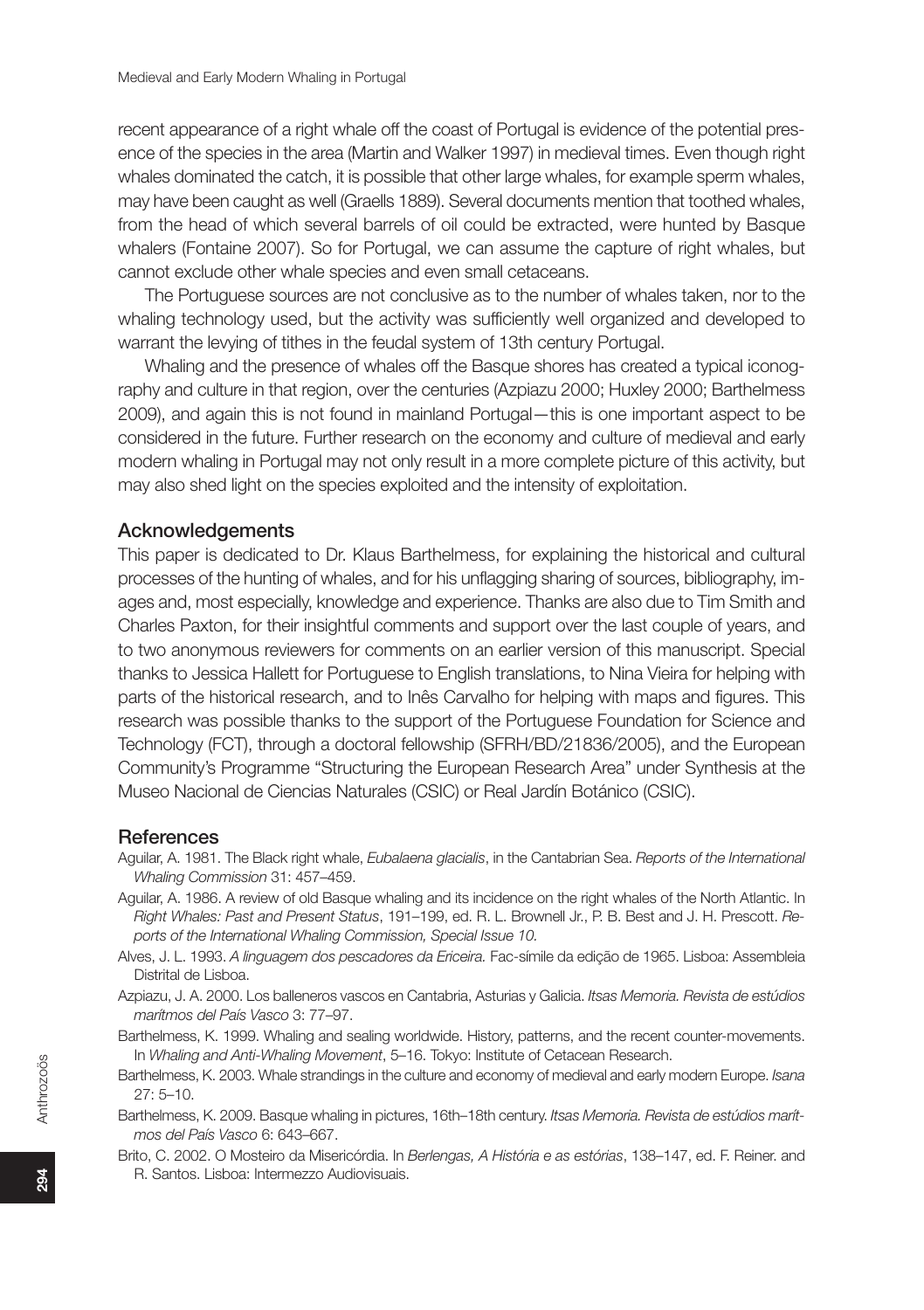recent appearance of a right whale off the coast of Portugal is evidence of the potential presence of the species in the area (Martin and Walker 1997) in medieval times. Even though right whales dominated the catch, it is possible that other large whales, for example sperm whales, may have been caught as well (Graells 1889). Several documents mention that toothed whales, from the head of which several barrels of oil could be extracted, were hunted by Basque whalers (Fontaine 2007). So for Portugal, we can assume the capture of right whales, but cannot exclude other whale species and even small cetaceans.

The Portuguese sources are not conclusive as to the number of whales taken, nor to the whaling technology used, but the activity was sufficiently well organized and developed to warrant the levying of tithes in the feudal system of 13th century Portugal.

Whaling and the presence of whales off the Basque shores has created a typical iconography and culture in that region, over the centuries (Azpiazu 2000; Huxley 2000; Barthelmess 2009), and again this is not found in mainland Portugal—this is one important aspect to be considered in the future. Further research on the economy and culture of medieval and early modern whaling in Portugal may not only result in a more complete picture of this activity, but may also shed light on the species exploited and the intensity of exploitation.

## Acknowledgements

This paper is dedicated to Dr. Klaus Barthelmess, for explaining the historical and cultural processes of the hunting of whales, and for his unflagging sharing of sources, bibliography, images and, most especially, knowledge and experience. Thanks are also due to Tim Smith and Charles Paxton, for their insightful comments and support over the last couple of years, and to two anonymous reviewers for comments on an earlier version of this manuscript. Special thanks to Jessica Hallett for Portuguese to English translations, to Nina Vieira for helping with parts of the historical research, and to Inês Carvalho for helping with maps and figures. This research was possible thanks to the support of the Portuguese Foundation for Science and Technology (FCT), through a doctoral fellowship (SFRH/BD/21836/2005), and the European Community's Programme "Structuring the European Research Area" under Synthesis at the Museo Nacional de Ciencias Naturales (CSIC) or Real Jardín Botánico (CSIC).

## References

Aguilar, A. 1981. The Black right whale, *Eubalaena glacialis*, in the Cantabrian Sea. *Reports of the International Whaling Commission* 31: 457–459.

Aguilar, A. 1986. A review of old Basque whaling and its incidence on the right whales of the North Atlantic. In *Right Whales: Past and Present Status*, 191–199, ed. R. L. Brownell Jr., P. B. Best and J. H. Prescott. *Reports of the International Whaling Commission, Special Issue 10.*

Alves, J. L. 1993. *A linguagem dos pescadores da Ericeira.* Fac-símile da edição de 1965. Lisboa: Assembleia Distrital de Lisboa.

Azpiazu, J. A. 2000. Los balleneros vascos en Cantabria, Asturias y Galicia. *Itsas Memoria. Revista de estúdios marítmos del País Vasco* 3: 77–97.

Barthelmess, K. 1999. Whaling and sealing worldwide. History, patterns, and the recent counter-movements. In *Whaling and Anti-Whaling Movement*, 5–16. Tokyo: Institute of Cetacean Research.

Barthelmess, K. 2003. Whale strandings in the culture and economy of medieval and early modern Europe. *Isana* 27: 5–10.

Barthelmess, K. 2009. Basque whaling in pictures, 16th–18th century. *Itsas Memoria. Revista de estúdios marítmos del País Vasco* 6: 643–667.

Brito, C. 2002. O Mosteiro da Misericórdia. In *Berlengas, A História e as estórias*, 138–147, ed. F. Reiner. and R. Santos. Lisboa: Intermezzo Audiovisuais.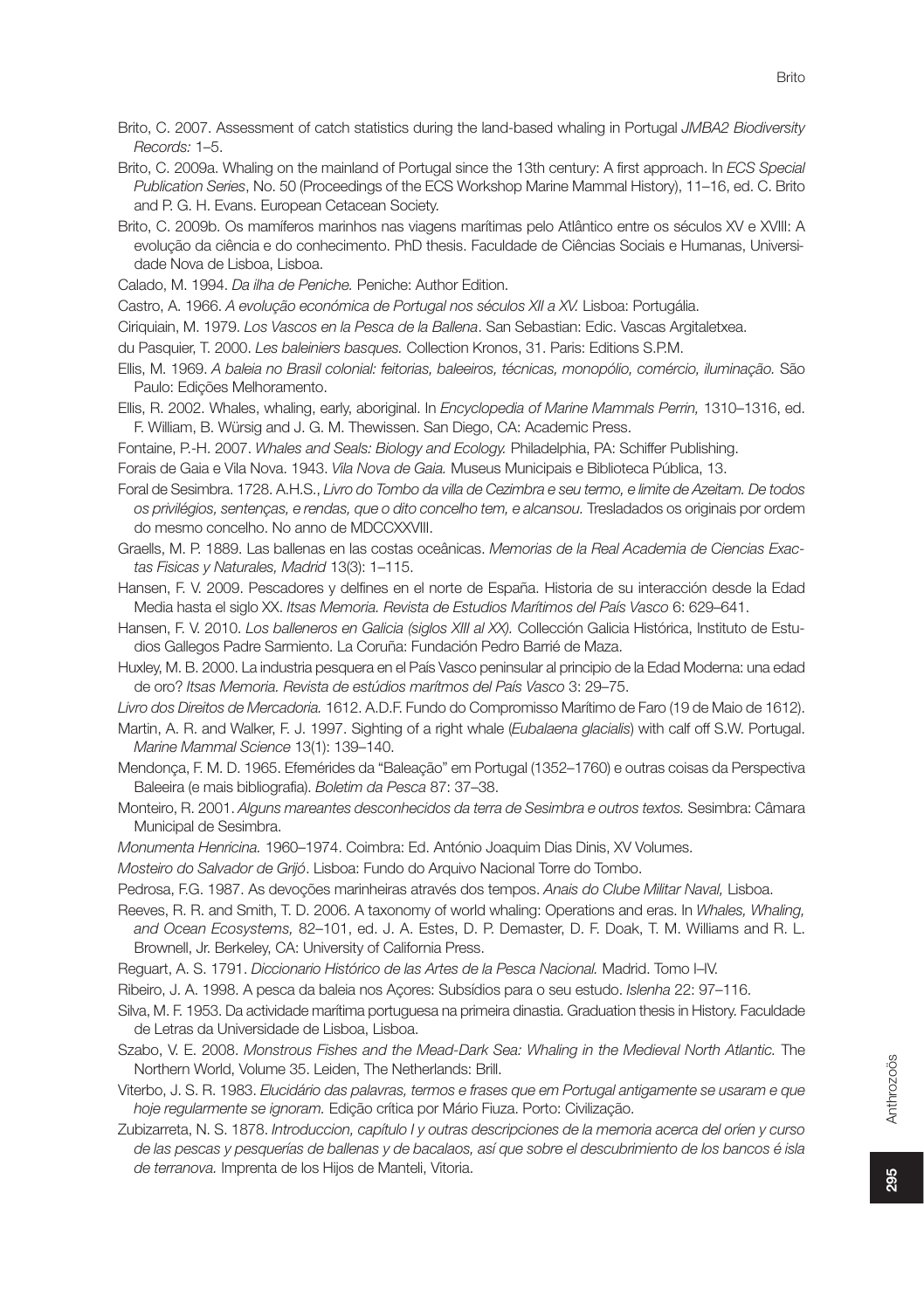Brito, C. 2007. Assessment of catch statistics during the land-based whaling in Portugal *JMBA2 Biodiversity Records:* 1–5.

Brito, C. 2009a. Whaling on the mainland of Portugal since the 13th century: A first approach. In *ECS Special Publication Series*, No. 50 (Proceedings of the ECS Workshop Marine Mammal History), 11–16, ed. C. Brito and P. G. H. Evans. European Cetacean Society.

Brito, C. 2009b. Os mamíferos marinhos nas viagens marítimas pelo Atlântico entre os séculos XV e XVIII: A evolução da ciência e do conhecimento. PhD thesis. Faculdade de Ciências Sociais e Humanas, Universidade Nova de Lisboa, Lisboa.

Calado, M. 1994. *Da ilha de Peniche.* Peniche: Author Edition.

Castro, A. 1966. *A evolução económica de Portugal nos séculos XII a XV.* Lisboa: Portugália.

Ciriquiain, M. 1979. *Los Vascos en la Pesca de la Ballena*. San Sebastian: Edic. Vascas Argitaletxea.

du Pasquier, T. 2000. *Les baleiniers basques.* Collection Kronos, 31. Paris: Editions S.P.M.

Ellis, M. 1969. *A baleia no Brasil colonial: feitorias, baleeiros, técnicas, monopólio, comércio, iluminação.* São Paulo: Edições Melhoramento.

Ellis, R. 2002. Whales, whaling, early, aboriginal. In *Encyclopedia of Marine Mammals Perrin,* 1310–1316, ed. F. William, B. Würsig and J. G. M. Thewissen. San Diego, CA: Academic Press.

Fontaine, P.-H. 2007. *Whales and Seals: Biology and Ecology.* Philadelphia, PA: Schiffer Publishing.

Forais de Gaia e Vila Nova. 1943. *Vila Nova de Gaia.* Museus Municipais e Biblioteca Pública, 13.

Foral de Sesimbra. 1728. A.H.S., *Livro do Tombo da villa de Cezimbra e seu termo, e limite de Azeitam. De todos os privilégios, sentenças, e rendas, que o dito concelho tem, e alcansou.* Tresladados os originais por ordem do mesmo concelho. No anno de MDCCXXVIII.

Graells, M. P. 1889. Las ballenas en las costas oceânicas. *Memorias de la Real Academia de Ciencias Exactas Fisicas y Naturales, Madrid* 13(3): 1–115.

Hansen, F. V. 2009. Pescadores y delfines en el norte de España. Historia de su interacción desde la Edad Media hasta el siglo XX. *Itsas Memoria. Revista de Estudios Marítimos del País Vasco* 6: 629–641.

Hansen, F. V. 2010. *Los balleneros en Galicia (siglos XIII al XX).* Collección Galicia Histórica, Instituto de Estudios Gallegos Padre Sarmiento. La Coruña: Fundación Pedro Barrié de Maza.

Huxley, M. B. 2000. La industria pesquera en el País Vasco peninsular al principio de la Edad Moderna: una edad de oro? *Itsas Memoria. Revista de estúdios marítmos del País Vasco* 3: 29–75.

*Livro dos Direitos de Mercadoria.* 1612. A.D.F. Fundo do Compromisso Marítimo de Faro (19 de Maio de 1612).

Martin, A. R. and Walker, F. J. 1997. Sighting of a right whale (*Eubalaena glacialis*) with calf off S.W. Portugal. *Marine Mammal Science* 13(1): 139–140.

Mendonça, F. M. D. 1965. Efemérides da "Baleação" em Portugal (1352–1760) e outras coisas da Perspectiva Baleeira (e mais bibliografia). *Boletim da Pesca* 87: 37–38.

Monteiro, R. 2001. *Alguns mareantes desconhecidos da terra de Sesimbra e outros textos.* Sesimbra: Câmara Municipal de Sesimbra.

*Monumenta Henricina.* 1960–1974. Coimbra: Ed. António Joaquim Dias Dinis, XV Volumes.

*Mosteiro do Salvador de Grijó*. Lisboa: Fundo do Arquivo Nacional Torre do Tombo.

Pedrosa, F.G. 1987. As devoções marinheiras através dos tempos. *Anais do Clube Militar Naval,* Lisboa.

Reeves, R. R. and Smith, T. D. 2006. A taxonomy of world whaling: Operations and eras. In *Whales, Whaling, and Ocean Ecosystems,* 82–101, ed. J. A. Estes, D. P. Demaster, D. F. Doak, T. M. Williams and R. L. Brownell, Jr. Berkeley, CA: University of California Press.

Reguart, A. S. 1791. *Diccionario Histórico de las Artes de la Pesca Nacional.* Madrid. Tomo I–IV.

Ribeiro, J. A. 1998. A pesca da baleia nos Açores: Subsídios para o seu estudo. *Islenha* 22: 97–116.

Silva, M. F. 1953. Da actividade marítima portuguesa na primeira dinastia. Graduation thesis in History. Faculdade de Letras da Universidade de Lisboa, Lisboa.

Szabo, V. E. 2008. *Monstrous Fishes and the Mead-Dark Sea: Whaling in the Medieval North Atlantic.* The Northern World, Volume 35. Leiden, The Netherlands: Brill.

Viterbo, J. S. R. 1983. *Elucidário das palavras, termos e frases que em Portugal antigamente se usaram e que hoje regularmente se ignoram.* Edição crítica por Mário Fiuza. Porto: Civilização.

Zubizarreta, N. S. 1878. *Introduccion, capítulo I y outras descripciones de la memoria acerca del oríen y curso de las pescas y pesquerías de ballenas y de bacalaos, así que sobre el descubrimiento de los bancos é isla de terranova.* Imprenta de los Hijos de Manteli, Vitoria.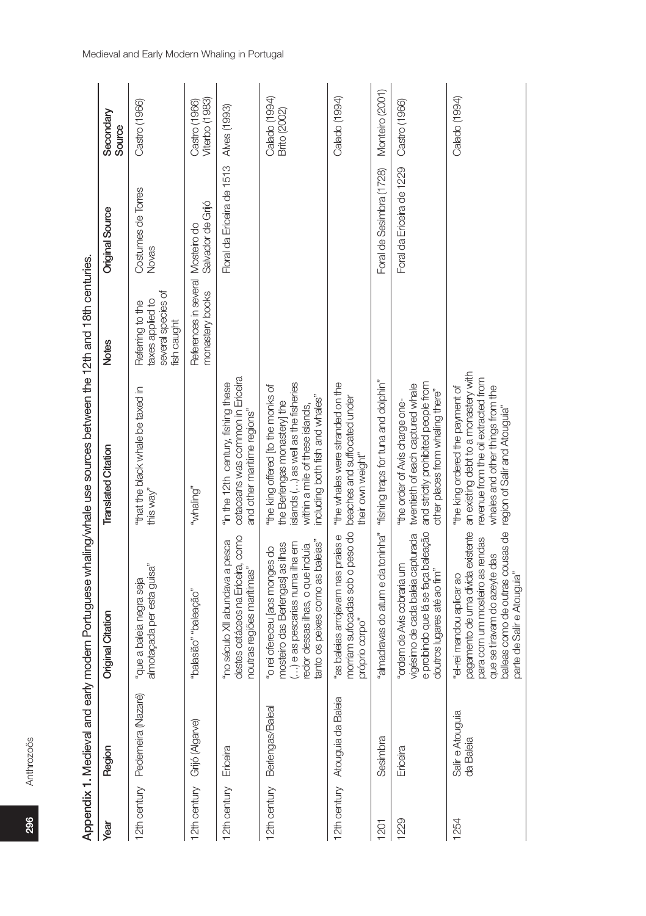**Appendix 1.** Medieval and early modern Portuguese whaling/whale use sources between the 12th and 18th centuries.

| Year | Region | Original Citation | Translated Citation | Notes | Original Source | Secondary Source |
|---|---|---|---|---|---|---|
| 12th century | Pederneira (Nazaré) | "que a baleia negra seja almotaçada per esta guisa" | "that the black whale be taxed in this way" | Referring to the taxes applied to several species of fish caught | Costumes de Torres Novas | Castro (1966) |
| 12th century | Grijó (Algarve) | "balaisão" "baleação" | "whaling" | References in several monastery books | Mosteiro do Salvador de Grijó | Castro (1966) Viterbo (1983) |
| 12th century | Ericeira | "no século XII abundava a pesca destes cetáceos na Ericeira, como noutras regiões marítimas" | "in the 12th century, fishing these cetaceans was common in Ericeira and other maritime regions" | | Foral da Ericeira de 1513 | Alves (1993) |
| 12th century | Berlengas/Baleal | "o rei ofereceu [aos monges do mosteiro das Berlengas] as ilhas (…) e as pescarias numa ilha em redor dessas ilhas, o que incluía tanto os peixes como as baleias" | "the king offered [to the monks of the Berlengas monastery] the islands (…) as well as the fisheries within a mile of these islands, including both fish and whales" | | | Calado (1994) Brito (2002) |
| 12th century | Atouguia da Baleia | "as baleias arrojavam nas praias e morriam sufocadas sob o peso do próprio corpo" | "the whales were stranded on the beaches and suffocated under their own weight" | | | Calado (1994) |
| 1201 | Sesimbra | "almadravas do atum e da toninha" | "fishing traps for tuna and dolphin" | | Foral de Sesimbra (1728) | Monteiro (2001) |
| 1229 | Ericeira | "ordem de Avis cobraria um vigésimo de cada baleia capturada e proibindo que lá se faça baleação doutros lugares até ao fim" | "the order of Avis charge one-twentieth of each captured whale and strictly prohibited people from other places from whaling there" | | Foral da Ericeira de 1229 | Castro (1966) |
| 1254 | Salir e Atouguia da Baleia | "el-rei mandou aplicar ao pagamento de uma dívida existente para com um mosteiro as rendas que se tiravam do azeyte das balleas como de outras cousas de parte de Salir e Atouguia" | "the king ordered the payment of an existing debt to a monastery with revenue from the oil extracted from whales and other things from the region of Salir and Atouguia" | | | Calado (1994) |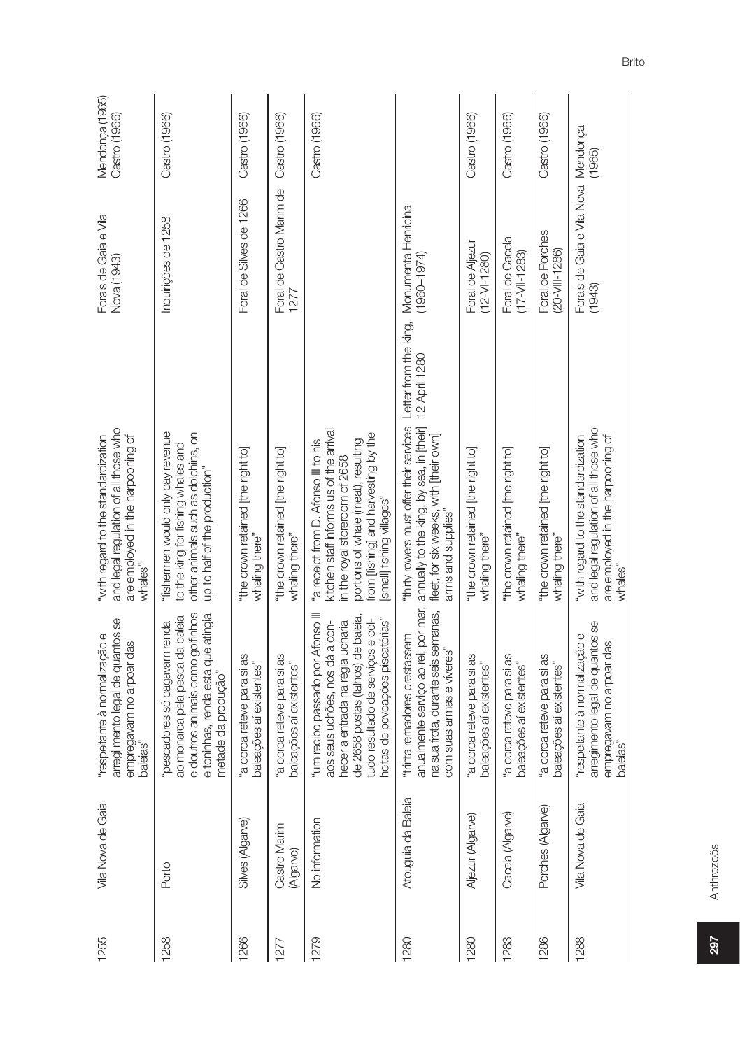| 1255 | Vila Nova de Gaia | "respeitante à normalização e arregi mento legal de quantos se empregavam no arpoar das baleias" | "with regard to the standardization and legal regulation of all those who are employed in the harpooning of whales" | | Forais de Gaia e Vila Nova (1943) | Mendonça (1965) Castro (1966) |
|---|---|---|---|---|---|---|
| 1258 | Porto | "pescadores só pagavam renda ao monarca pela pesca da baleia e doutros animais como golfinhos e toninhas, renda esta que atingia metade da produção" | "fishermen would only pay revenue to the king for fishing whales and other animals such as dolphins, on up to half of the production" | | Inquirições de 1258 | Castro (1966) |
| 1266 | Silves (Algarve) | "a coroa reteve para si as baleações aí existentes" | "the crown retained [the right to] whaling there" | | Foral de Silves de 1266 | Castro (1966) |
| 1277 | Castro Marim (Algarve) | "a coroa reteve para si as baleações aí existentes" | "the crown retained [the right to] whaling there" | | Foral de Castro Marim de 1277 | Castro (1966) |
| 1279 | No information | "um recibo passado por Afonso III aos seus uchões, nos dá a conhecer a entrada na régia ucharia de 2658 postas (talhos) de baleia, tudo resultado de serviços e colheitas de povoações piscatórias" | "a receipt from D. Afonso III to his kitchen staff informs us of the arrival in the royal storeroom of 2658 portions of whale (meat), resulting from [fishing] and harvesting by the [small] fishing villages" | | | Castro (1966) |
| 1280 | Atouguia da Baleia | "trinta remadores prestassem anualmente serviço ao rei, por mar, na sua frota, durante seis semanas, com suas armas e víveres" | "thirty rowers must offer their services annually to the king, by sea, in [their] fleet, for six weeks, with [their own] arms and supplies" | Letter from the king, 12 April 1280 | Monumenta Henricina (1960–1974) | |
| 1280 | Aljezur (Algarve) | "a coroa reteve para si as baleações aí existentes" | "the crown retained [the right to] whaling there" | | Foral de Aljezur (12-VI-1280) | Castro (1966) |
| 1283 | Cacela (Algarve) | "a coroa reteve para si as baleações aí existentes" | "the crown retained [the right to] whaling there" | | Foral de Cacela (17-VII-1283) | Castro (1966) |
| 1286 | Porches (Algarve) | "a coroa reteve para si as baleações aí existentes" | "the crown retained [the right to] whaling there" | | Foral de Porches (20-VIII-1286) | Castro (1966) |
| 1288 | Vila Nova de Gaia | "respeitante à normalização e arregimento legal de quantos se empregavam no arpoar das baleias" | "with regard to the standardization and legal regulation of all those who are employed in the harpooning of whales" | | Forais de Gaia e Vila Nova (1943) | Mendonça (1965) |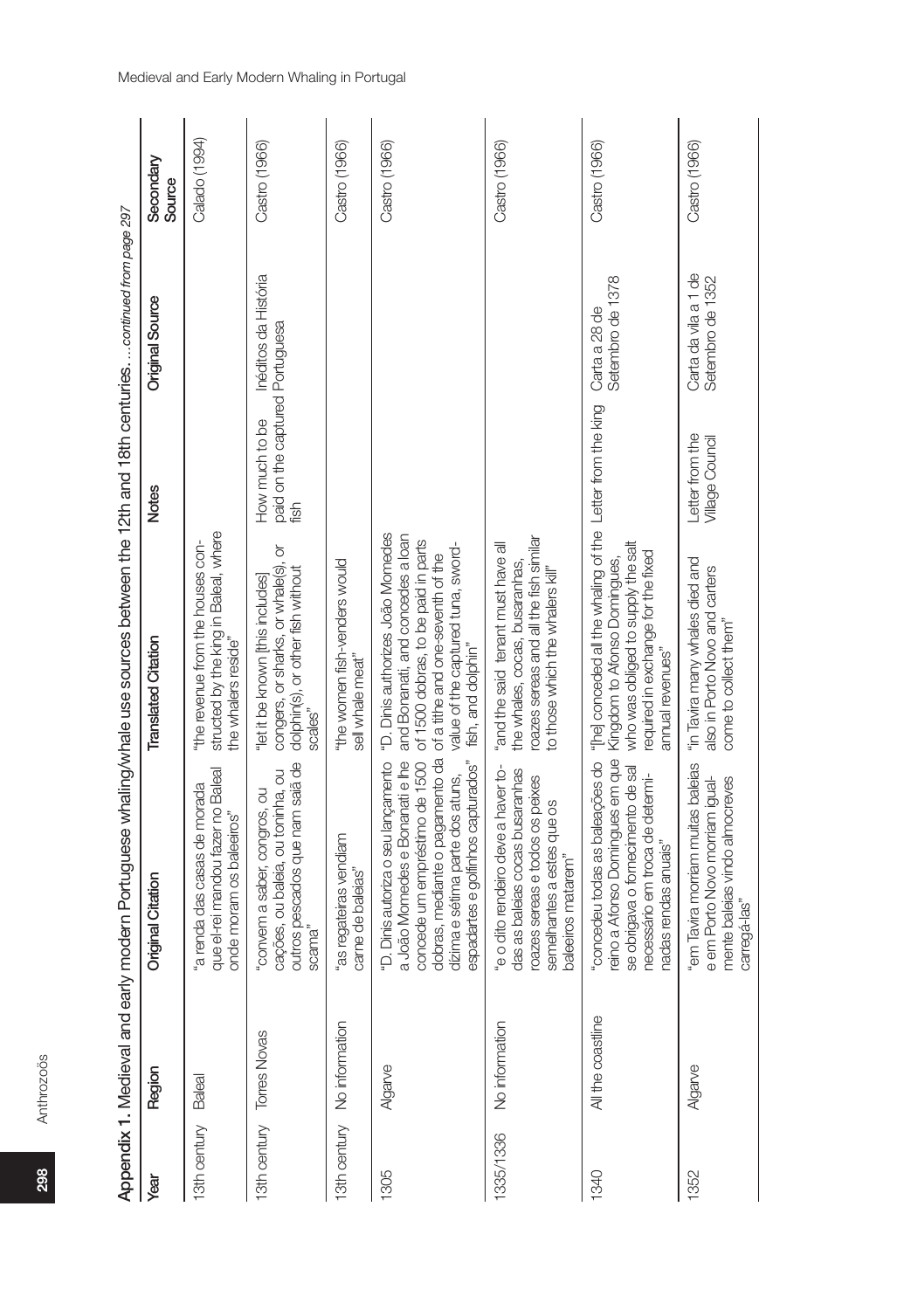**Appendix 1.** Medieval and early modern Portuguese whaling/whale use sources between the 12th and 18th centuries. …*continued from page 297*

| Year | Region | Original Citation | Translated Citation | Notes | Original Source | Secondary Source |
|---|---|---|---|---|---|---|
| 13th century | Baleal | "a renda das casas de morada que el-rei mandou fazer no Baleal onde moram os baleeiros" | "the revenue from the houses constructed by the king in Baleal, where the whalers reside" | | | Calado (1994) |
| 13th century | Torres Novas | "convem a saber, congros, ou cações, ou baleia, ou toninha, ou outros pescados que nam saiã de scama" | "let it be known [this includes] congers, or sharks, or whale(s), or dolphin(s), or other fish without scales" | How much to be paid on the captured fish | Inéditos da História Portuguesa | Castro (1966) |
| 13th century | No information | "as regateiras vendiam carne de baleias" | "the women fish-venders would sell whale meat" | | | Castro (1966) |
| 1305 | Algarve | "D. Dinis autoriza o seu lançamento a João Momedes e Bonanati e lhe concede um empréstimo de 1500 dobras, mediante o pagamento da dízima e sétima parte dos atuns, espadartes e golfinhos capturados" | "D. Dinis authorizes João Momedes and Bonanati, and concedes a loan of 1500 dobras, to be paid in parts of a tithe and one-seventh of the value of the captured tuna, swordfish, and dolphin" | | | Castro (1966) |
| 1335/1336 | No information | "e o dito rendeiro deve a haver todas as baleias cocas busaranhas roazes sereas e todos os peixes semelhantes a estes que os baleeiros matarem" | "and the said tenant must have all the whales, cocas, busaranhas, roazes sereas and all the fish similar to those which the whalers kill" | | | Castro (1966) |
| 1340 | All the coastline | "concedeu todas as baleações do reino a Afonso Domingues em que se obrigava o fornecimento de sal necessário em troca de determinadas rendas anuais" | "[he] conceded all the whaling of the Kingdom to Afonso Domingues, who was obliged to supply the salt required in exchange for the fixed annual revenues" | Letter from the king | Carta a 28 de Setembro de 1378 | Castro (1966) |
| 1352 | Algarve | "em Tavira morriam muitas baleias e em Porto Novo morriam igualmente baleias vindo almocreves carregá-las" | "in Tavira many whales died and also in Porto Novo and carters come to collect them" | Letter from the Village Council | Carta da vila a 1 de Setembro de 1352 | Castro (1966) |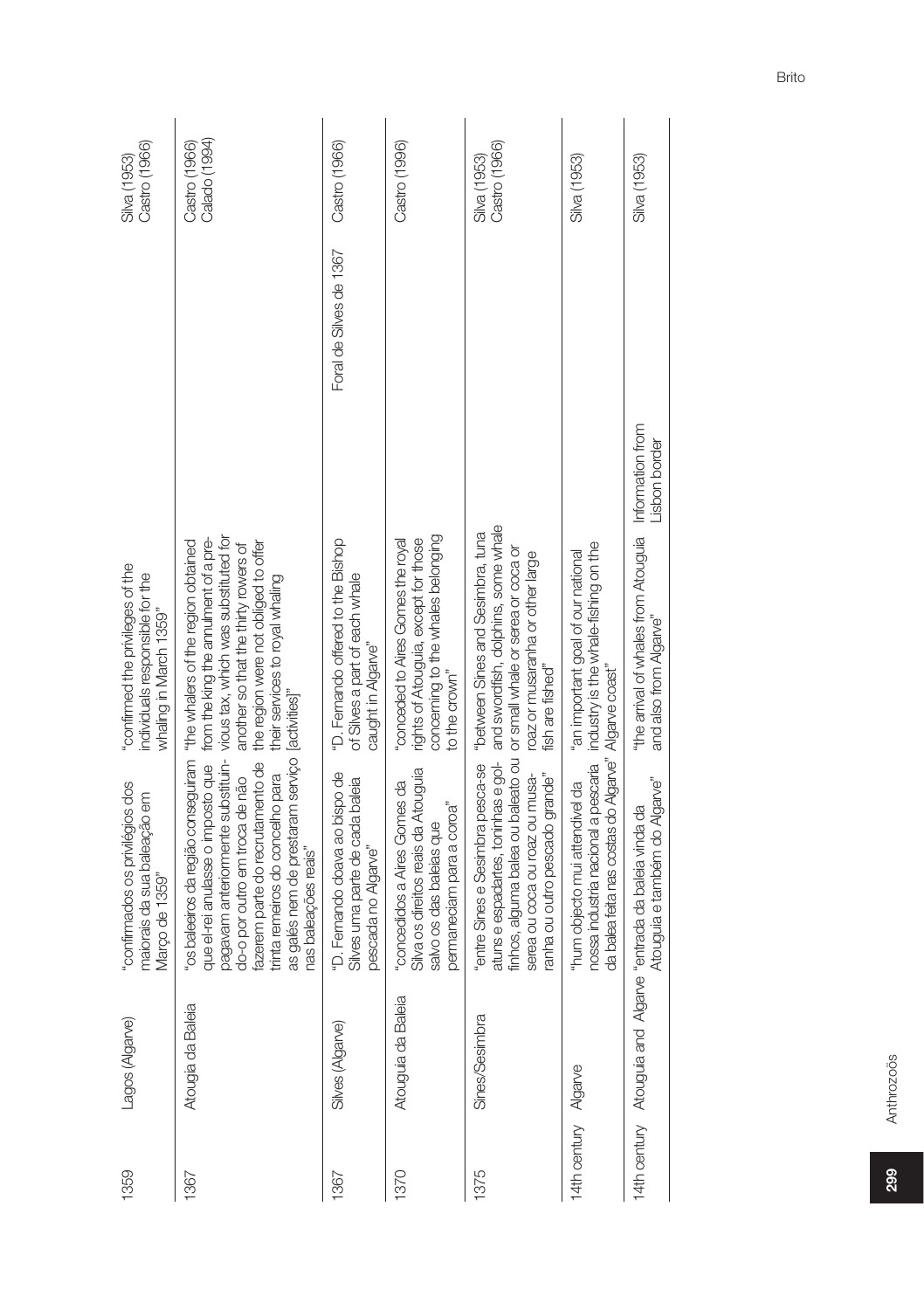| | | | | | |
|---|---|---|---|---|---|
| 1359 | Lagos (Algarve) | "confirmados os privilégios dos maiorais da sua baleação em Março de 1359" | "confirmed the privileges of the individuals responsible for the whaling in March 1359" | | Silva (1953) Castro (1966) |
| 1367 | Atougia da Baleia | "os baleeiros da região conseguiram que el-rei anulasse o imposto que pagavam anteriormente substituindo-o por outro em troca de não fazerem parte do recrutamento de trinta remeiros do concelho para as galés nem de prestaram serviço nas baleações reais" | "the whalers of the region obtained from the king the annulment of a previous tax, which was substituted for another so that the thirty rowers of the region were not obliged to offer their services to royal whaling [activities]" | | Castro (1966) Calado (1994) |
| 1367 | Silves (Algarve) | "D. Fernando doava ao bispo de Silves uma parte de cada baleia pescada no Algarve" | "D. Fernando offered to the Bishop of Silves a part of each whale caught in Algarve" | Foral de Silves de 1367 | Castro (1966) |
| 1370 | Atouguia da Baleia | "concedidos a Aires Gomes da Silva os direitos reais da Atouguia salvo os das baleias que permaneciam para a coroa" | "conceded to Aires Gomes the royal rights of Atouguia, except for those concerning to the whales belonging to the crown" | | Castro (1996) |
| 1375 | Sines/Sesimbra | "entre Sines e Sesimbra pesca-se atuns e espadartes, toninhas e golfinhos, alguma balea ou baleato ou serea ou coca ou roaz ou musaranha ou outro pescado grande" | "between Sines and Sesimbra, tuna and swordfish, dolphins, some whale or small whale or serea or coca or roaz or musaranha or other large fish are fished" | | Silva (1953) Castro (1966) |
| 14th century | Algarve | "hum objecto mui attendivel da nossa industria nacional a pescaria da balea feita nas costas do Algarve" | "an important goal of our national industry is the whale-fishing on the Algarve coast" | | Silva (1953) |
| 14th century | Atouguia and Algarve | "entrada da baleia vinda da Atouguia e também do Algarve" | "the arrival of whales from Atouguia and also from Algarve" | Information from Lisbon border | Silva (1953) |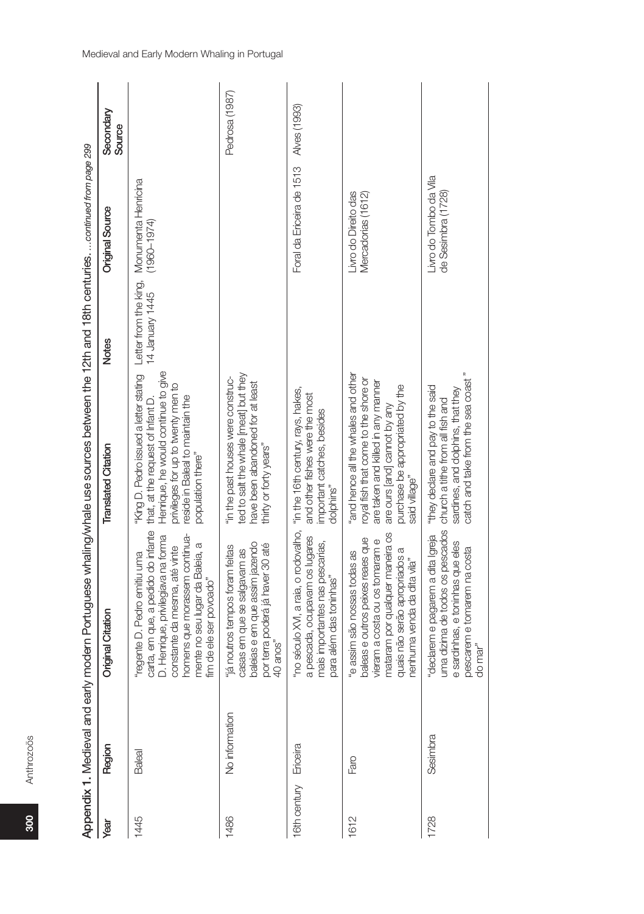Appendix 1. Medieval and early modern Portuguese whaling/whale use sources between the 12th and 18th centuries….*continued from page 299*

| Year | Region | Original Citation | Translated Citation | Notes | Original Source | Secondary Source |
|---|---|---|---|---|---|---|
| 1445 | Baleal | "regente D. Pedro emitiu uma carta, em que, a pedido do infante D. Henrique, privilegiava na forma constante da mesma, até vinte homens que morassem continuamente no seu lugar da Baleia, a fim de ele ser povoado" | "King D. Pedro issued a letter stating that, at the request of Infant D. Henrique, he would continue to give privileges for up to twenty men to reside in Baleal to maintain the population there" | Letter from the king, 14 January 1445 | Monumenta Henricina (1960–1974) | |
| 1486 | No information | "já noutros tempos foram feitas casas em que se salgavam as baleias e em que assim jazendo por terra poderá já haver 30 até 40 anos" | "in the past houses were constructed to salt the whale [meat] but they have been abandoned for at least thirty or forty years" | | | Pedrosa (1987) |
| 16th century | Ericeira | "no século XVI, a raia, o rodovalho, a pescada, ocupavam os lugares mais importantes nas pescarias, para além das toninhas" | "in the 16th century, rays, hakes, and other fishes were the most important catches, besides dolphins" | | Foral da Ericeira de 1513 | Alves (1993) |
| 1612 | Faro | "e assim são nossas todas as baleas e outros peixes reaes que vieram a costa ou os tomaram e mataram por qualquer maneira os quais não serão apropriados a nenhuma venda da dita vila" | "and hence all the whales and other royal fish that come to the shore or are taken and killed in any manner are ours [and] cannot by any purchase be appropriated by the said village" | | Livro do Direito das Mercadorias (1612) | |
| 1728 | Sesimbra | "declarem e pagarem a dita Igreja uma dizima de todos os pescados e sardinhas, e toninhas que eles pescarem e tomarem na costa do mar" | "they declare and pay to the said church a tithe from all fish and sardines, and dolphins, that they catch and take from the sea coast" | | Livro do Tombo da Vila de Sesimbra (1728) | |